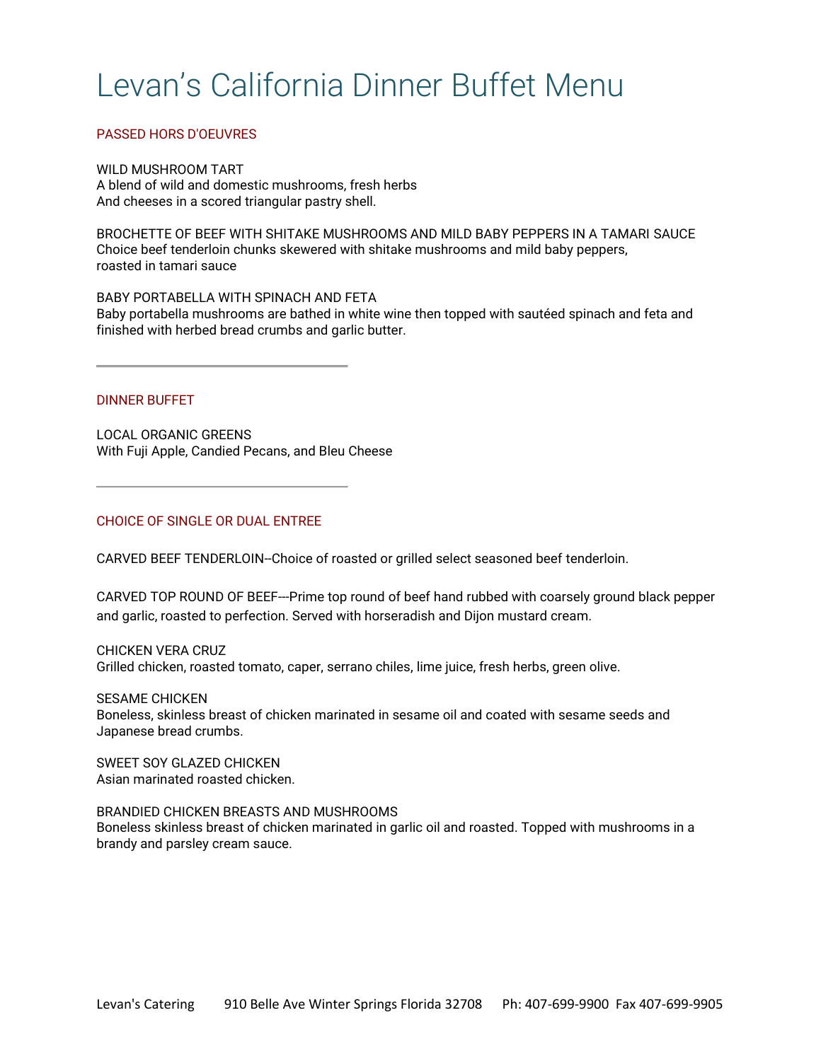# Levan's California Dinner Buffet Menu

## PASSED HORS D'OEUVRES

WILD MUSHROOM TART
A blend of wild and domestic mushrooms, fresh herbs
And cheeses in a scored triangular pastry shell.

BROCHETTE OF BEEF WITH SHITAKE MUSHROOMS AND MILD BABY PEPPERS IN A TAMARI SAUCE
Choice beef tenderloin chunks skewered with shitake mushrooms and mild baby peppers,
roasted in tamari sauce

BABY PORTABELLA WITH SPINACH AND FETA
Baby portabella mushrooms are bathed in white wine then topped with sautéed spinach and feta and finished with herbed bread crumbs and garlic butter.

---

## DINNER BUFFET

LOCAL ORGANIC GREENS
With Fuji Apple, Candied Pecans, and Bleu Cheese

---

## CHOICE OF SINGLE OR DUAL ENTREE

CARVED BEEF TENDERLOIN--Choice of roasted or grilled select seasoned beef tenderloin.

CARVED TOP ROUND OF BEEF---Prime top round of beef hand rubbed with coarsely ground black pepper and garlic, roasted to perfection. Served with horseradish and Dijon mustard cream.

CHICKEN VERA CRUZ
Grilled chicken, roasted tomato, caper, serrano chiles, lime juice, fresh herbs, green olive.

SESAME CHICKEN
Boneless, skinless breast of chicken marinated in sesame oil and coated with sesame seeds and Japanese bread crumbs.

SWEET SOY GLAZED CHICKEN
Asian marinated roasted chicken.

BRANDIED CHICKEN BREASTS AND MUSHROOMS
Boneless skinless breast of chicken marinated in garlic oil and roasted. Topped with mushrooms in a brandy and parsley cream sauce.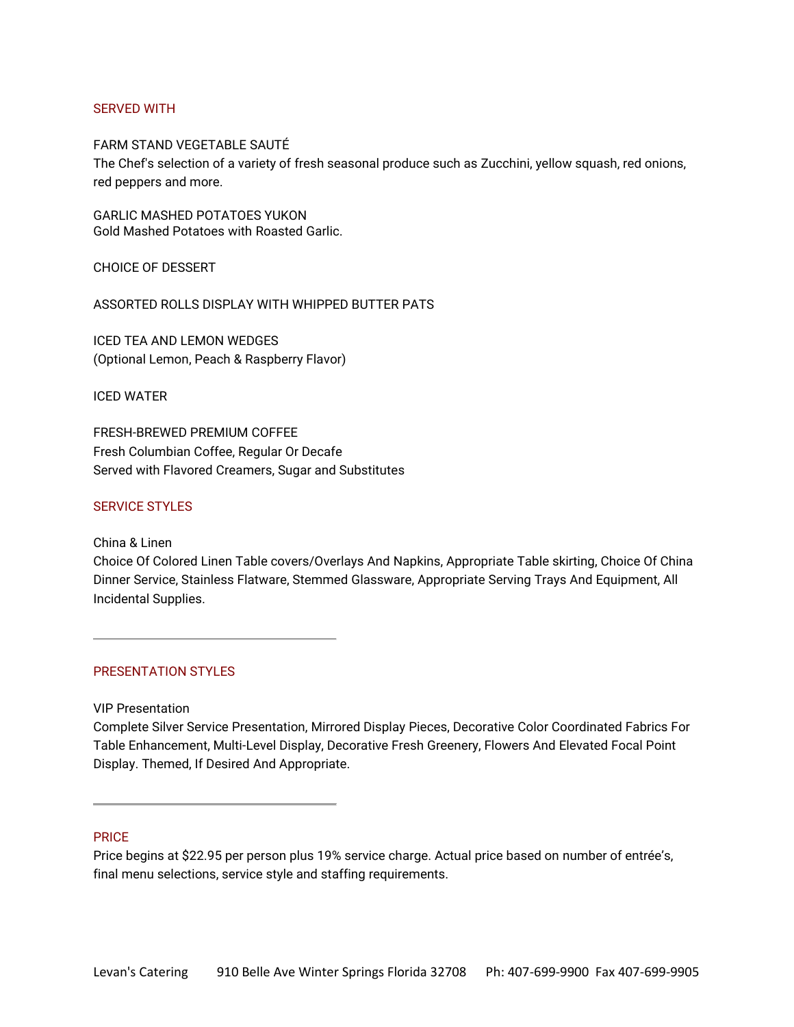## SERVED WITH

FARM STAND VEGETABLE SAUTÉ
The Chef's selection of a variety of fresh seasonal produce such as Zucchini, yellow squash, red onions, red peppers and more.

GARLIC MASHED POTATOES YUKON
Gold Mashed Potatoes with Roasted Garlic.

CHOICE OF DESSERT

ASSORTED ROLLS DISPLAY WITH WHIPPED BUTTER PATS

ICED TEA AND LEMON WEDGES
(Optional Lemon, Peach & Raspberry Flavor)

ICED WATER

FRESH-BREWED PREMIUM COFFEE
Fresh Columbian Coffee, Regular Or Decafe
Served with Flavored Creamers, Sugar and Substitutes

## SERVICE STYLES

China & Linen
Choice Of Colored Linen Table covers/Overlays And Napkins, Appropriate Table skirting, Choice Of China Dinner Service, Stainless Flatware, Stemmed Glassware, Appropriate Serving Trays And Equipment, All Incidental Supplies.

---

## PRESENTATION STYLES

VIP Presentation
Complete Silver Service Presentation, Mirrored Display Pieces, Decorative Color Coordinated Fabrics For Table Enhancement, Multi-Level Display, Decorative Fresh Greenery, Flowers And Elevated Focal Point Display. Themed, If Desired And Appropriate.

---

## PRICE

Price begins at $22.95 per person plus 19% service charge. Actual price based on number of entrée's, final menu selections, service style and staffing requirements.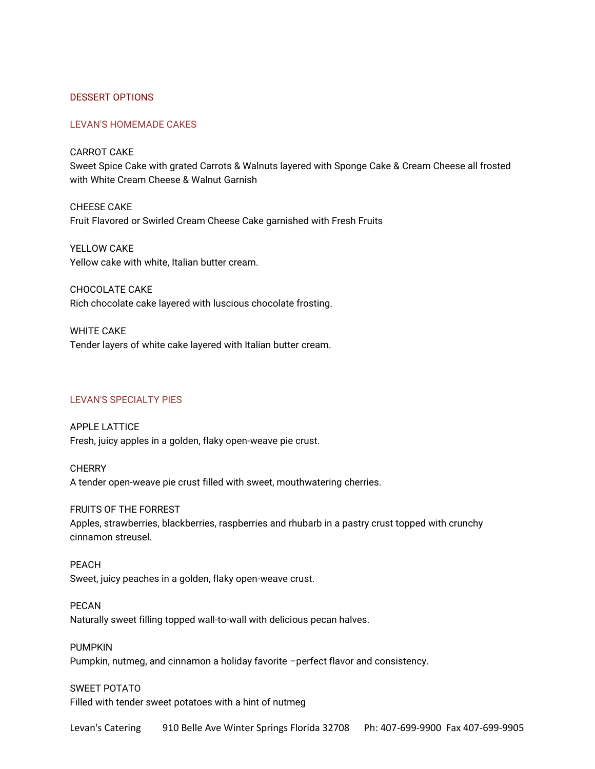## DESSERT OPTIONS

### LEVAN'S HOMEMADE CAKES

CARROT CAKE
Sweet Spice Cake with grated Carrots & Walnuts layered with Sponge Cake & Cream Cheese all frosted with White Cream Cheese & Walnut Garnish

CHEESE CAKE
Fruit Flavored or Swirled Cream Cheese Cake garnished with Fresh Fruits

YELLOW CAKE
Yellow cake with white, Italian butter cream.

CHOCOLATE CAKE
Rich chocolate cake layered with luscious chocolate frosting.

WHITE CAKE
Tender layers of white cake layered with Italian butter cream.

### LEVAN'S SPECIALTY PIES

APPLE LATTICE
Fresh, juicy apples in a golden, flaky open-weave pie crust.

CHERRY
A tender open-weave pie crust filled with sweet, mouthwatering cherries.

FRUITS OF THE FORREST
Apples, strawberries, blackberries, raspberries and rhubarb in a pastry crust topped with crunchy cinnamon streusel.

PEACH
Sweet, juicy peaches in a golden, flaky open-weave crust.

PECAN
Naturally sweet filling topped wall-to-wall with delicious pecan halves.

PUMPKIN
Pumpkin, nutmeg, and cinnamon a holiday favorite –perfect flavor and consistency.

SWEET POTATO
Filled with tender sweet potatoes with a hint of nutmeg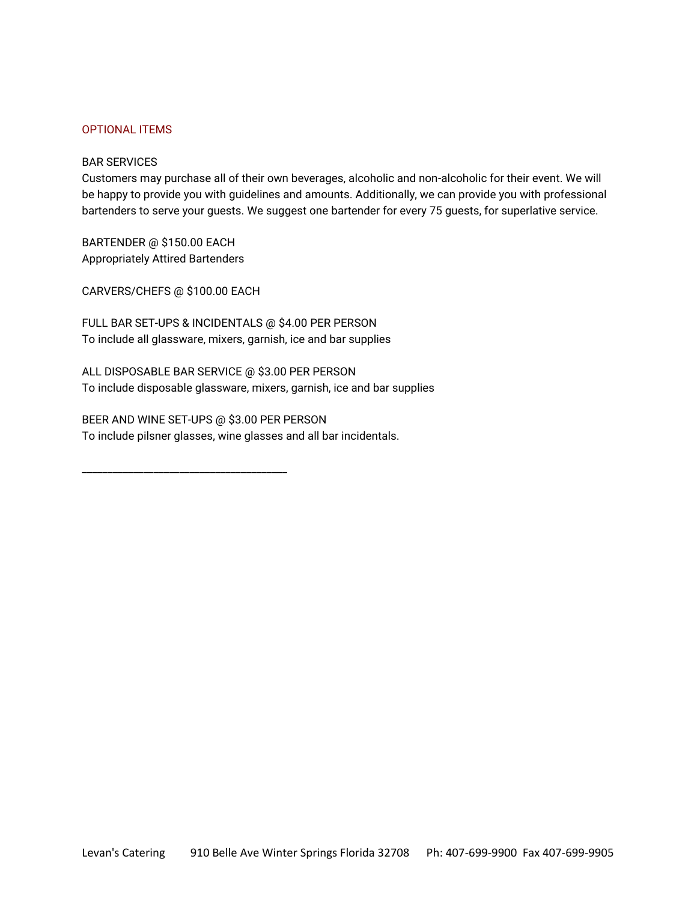## OPTIONAL ITEMS

BAR SERVICES

Customers may purchase all of their own beverages, alcoholic and non-alcoholic for their event. We will be happy to provide you with guidelines and amounts. Additionally, we can provide you with professional bartenders to serve your guests. We suggest one bartender for every 75 guests, for superlative service.

BARTENDER @ $150.00 EACH
Appropriately Attired Bartenders

CARVERS/CHEFS @ $100.00 EACH

FULL BAR SET-UPS & INCIDENTALS @ $4.00 PER PERSON
To include all glassware, mixers, garnish, ice and bar supplies

ALL DISPOSABLE BAR SERVICE @ $3.00 PER PERSON
To include disposable glassware, mixers, garnish, ice and bar supplies

BEER AND WINE SET-UPS @ $3.00 PER PERSON
To include pilsner glasses, wine glasses and all bar incidentals.

___________________________________